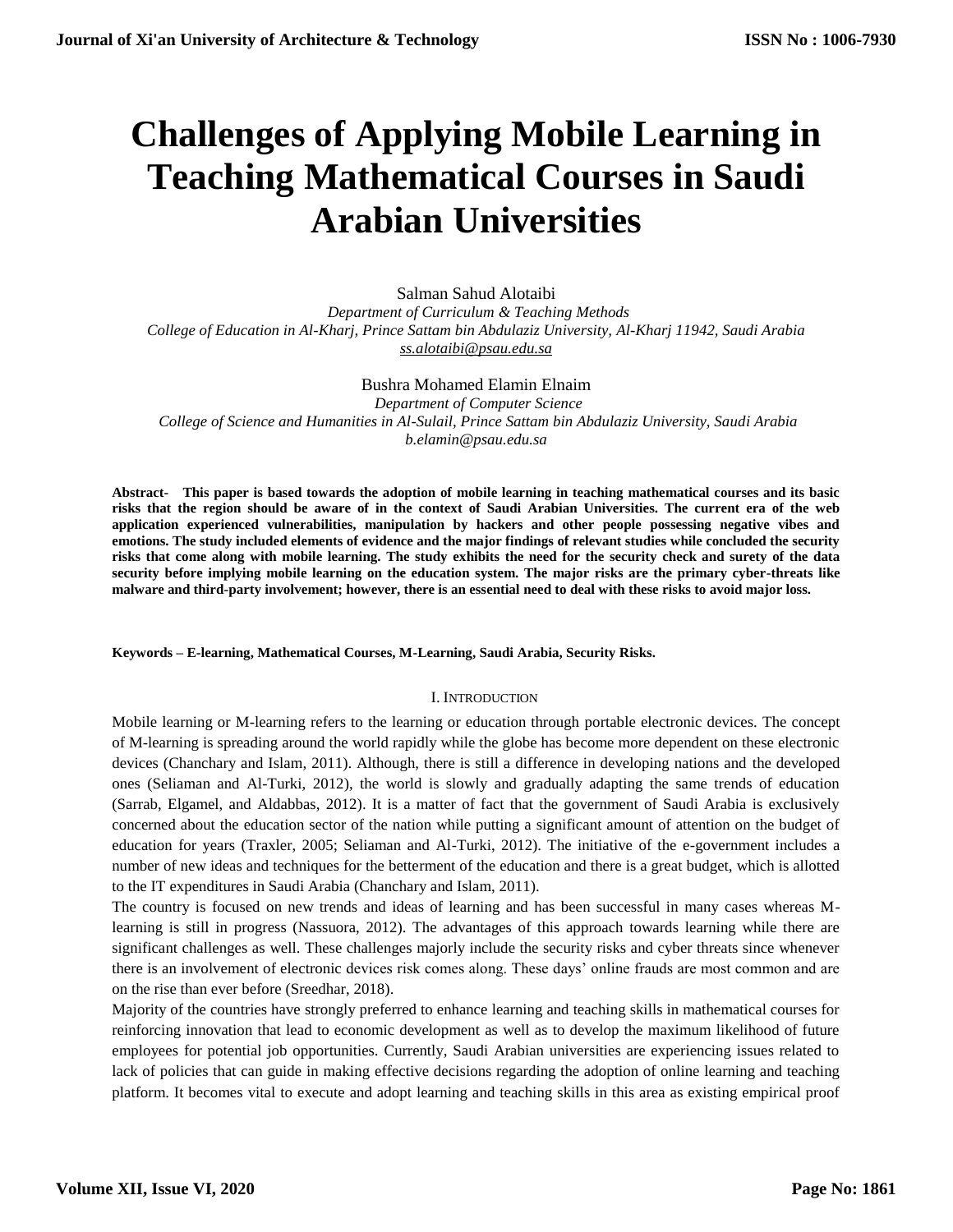# Challenges of Applying Mobile Learning in Teaching Mathematical Courses in Saudi Arabian Universities

Salman Sahud Alotaibi
*Department of Curriculum & Teaching Methods*
*College of Education in Al-Kharj, Prince Sattam bin Abdulaziz University, Al-Kharj 11942, Saudi Arabia*
*ss.alotaibi@psau.edu.sa*

Bushra Mohamed Elamin Elnaim
*Department of Computer Science*
*College of Science and Humanities in Al-Sulail, Prince Sattam bin Abdulaziz University, Saudi Arabia*
*b.elamin@psau.edu.sa*

**Abstract- This paper is based towards the adoption of mobile learning in teaching mathematical courses and its basic risks that the region should be aware of in the context of Saudi Arabian Universities. The current era of the web application experienced vulnerabilities, manipulation by hackers and other people possessing negative vibes and emotions. The study included elements of evidence and the major findings of relevant studies while concluded the security risks that come along with mobile learning. The study exhibits the need for the security check and surety of the data security before implying mobile learning on the education system. The major risks are the primary cyber-threats like malware and third-party involvement; however, there is an essential need to deal with these risks to avoid major loss.**

**Keywords – E-learning, Mathematical Courses, M-Learning, Saudi Arabia, Security Risks.**

## I. Introduction

Mobile learning or M-learning refers to the learning or education through portable electronic devices. The concept of M-learning is spreading around the world rapidly while the globe has become more dependent on these electronic devices (Chanchary and Islam, 2011). Although, there is still a difference in developing nations and the developed ones (Seliaman and Al-Turki, 2012), the world is slowly and gradually adapting the same trends of education (Sarrab, Elgamel, and Aldabbas, 2012). It is a matter of fact that the government of Saudi Arabia is exclusively concerned about the education sector of the nation while putting a significant amount of attention on the budget of education for years (Traxler, 2005; Seliaman and Al-Turki, 2012). The initiative of the e-government includes a number of new ideas and techniques for the betterment of the education and there is a great budget, which is allotted to the IT expenditures in Saudi Arabia (Chanchary and Islam, 2011).

The country is focused on new trends and ideas of learning and has been successful in many cases whereas M-learning is still in progress (Nassuora, 2012). The advantages of this approach towards learning while there are significant challenges as well. These challenges majorly include the security risks and cyber threats since whenever there is an involvement of electronic devices risk comes along. These days' online frauds are most common and are on the rise than ever before (Sreedhar, 2018).

Majority of the countries have strongly preferred to enhance learning and teaching skills in mathematical courses for reinforcing innovation that lead to economic development as well as to develop the maximum likelihood of future employees for potential job opportunities. Currently, Saudi Arabian universities are experiencing issues related to lack of policies that can guide in making effective decisions regarding the adoption of online learning and teaching platform. It becomes vital to execute and adopt learning and teaching skills in this area as existing empirical proof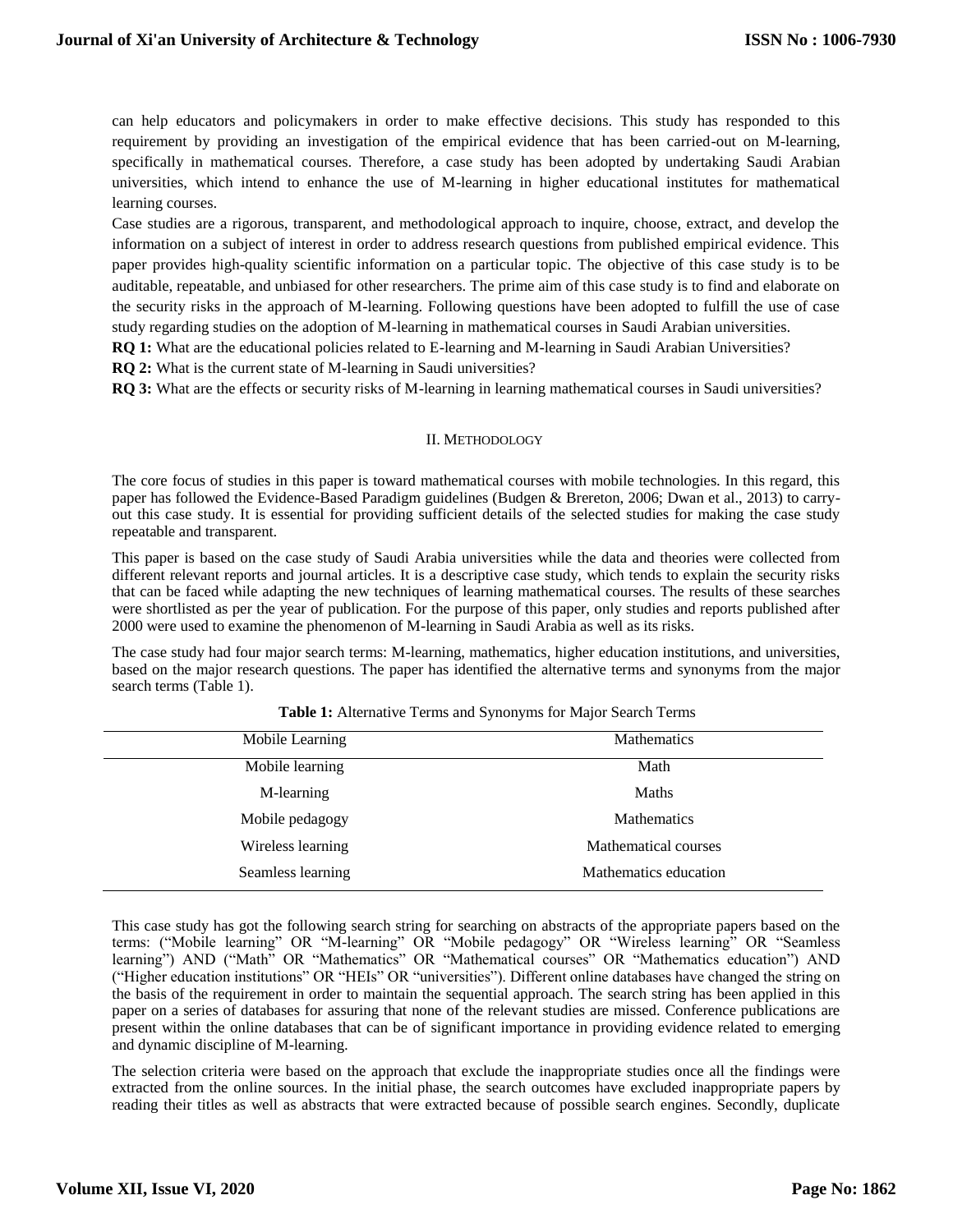can help educators and policymakers in order to make effective decisions. This study has responded to this requirement by providing an investigation of the empirical evidence that has been carried-out on M-learning, specifically in mathematical courses. Therefore, a case study has been adopted by undertaking Saudi Arabian universities, which intend to enhance the use of M-learning in higher educational institutes for mathematical learning courses.

Case studies are a rigorous, transparent, and methodological approach to inquire, choose, extract, and develop the information on a subject of interest in order to address research questions from published empirical evidence. This paper provides high-quality scientific information on a particular topic. The objective of this case study is to be auditable, repeatable, and unbiased for other researchers. The prime aim of this case study is to find and elaborate on the security risks in the approach of M-learning. Following questions have been adopted to fulfill the use of case study regarding studies on the adoption of M-learning in mathematical courses in Saudi Arabian universities.

**RQ 1:** What are the educational policies related to E-learning and M-learning in Saudi Arabian Universities?

**RQ 2:** What is the current state of M-learning in Saudi universities?

**RQ 3:** What are the effects or security risks of M-learning in learning mathematical courses in Saudi universities?

## II. Methodology

The core focus of studies in this paper is toward mathematical courses with mobile technologies. In this regard, this paper has followed the Evidence-Based Paradigm guidelines (Budgen & Brereton, 2006; Dwan et al., 2013) to carry-out this case study. It is essential for providing sufficient details of the selected studies for making the case study repeatable and transparent.

This paper is based on the case study of Saudi Arabia universities while the data and theories were collected from different relevant reports and journal articles. It is a descriptive case study, which tends to explain the security risks that can be faced while adapting the new techniques of learning mathematical courses. The results of these searches were shortlisted as per the year of publication. For the purpose of this paper, only studies and reports published after 2000 were used to examine the phenomenon of M-learning in Saudi Arabia as well as its risks.

The case study had four major search terms: M-learning, mathematics, higher education institutions, and universities, based on the major research questions. The paper has identified the alternative terms and synonyms from the major search terms (Table 1).

**Table 1:** Alternative Terms and Synonyms for Major Search Terms

| Mobile Learning | Mathematics |
|---|---|
| Mobile learning | Math |
| M-learning | Maths |
| Mobile pedagogy | Mathematics |
| Wireless learning | Mathematical courses |
| Seamless learning | Mathematics education |

This case study has got the following search string for searching on abstracts of the appropriate papers based on the terms: ("Mobile learning" OR "M-learning" OR "Mobile pedagogy" OR "Wireless learning" OR "Seamless learning") AND ("Math" OR "Mathematics" OR "Mathematical courses" OR "Mathematics education") AND ("Higher education institutions" OR "HEIs" OR "universities"). Different online databases have changed the string on the basis of the requirement in order to maintain the sequential approach. The search string has been applied in this paper on a series of databases for assuring that none of the relevant studies are missed. Conference publications are present within the online databases that can be of significant importance in providing evidence related to emerging and dynamic discipline of M-learning.

The selection criteria were based on the approach that exclude the inappropriate studies once all the findings were extracted from the online sources. In the initial phase, the search outcomes have excluded inappropriate papers by reading their titles as well as abstracts that were extracted because of possible search engines. Secondly, duplicate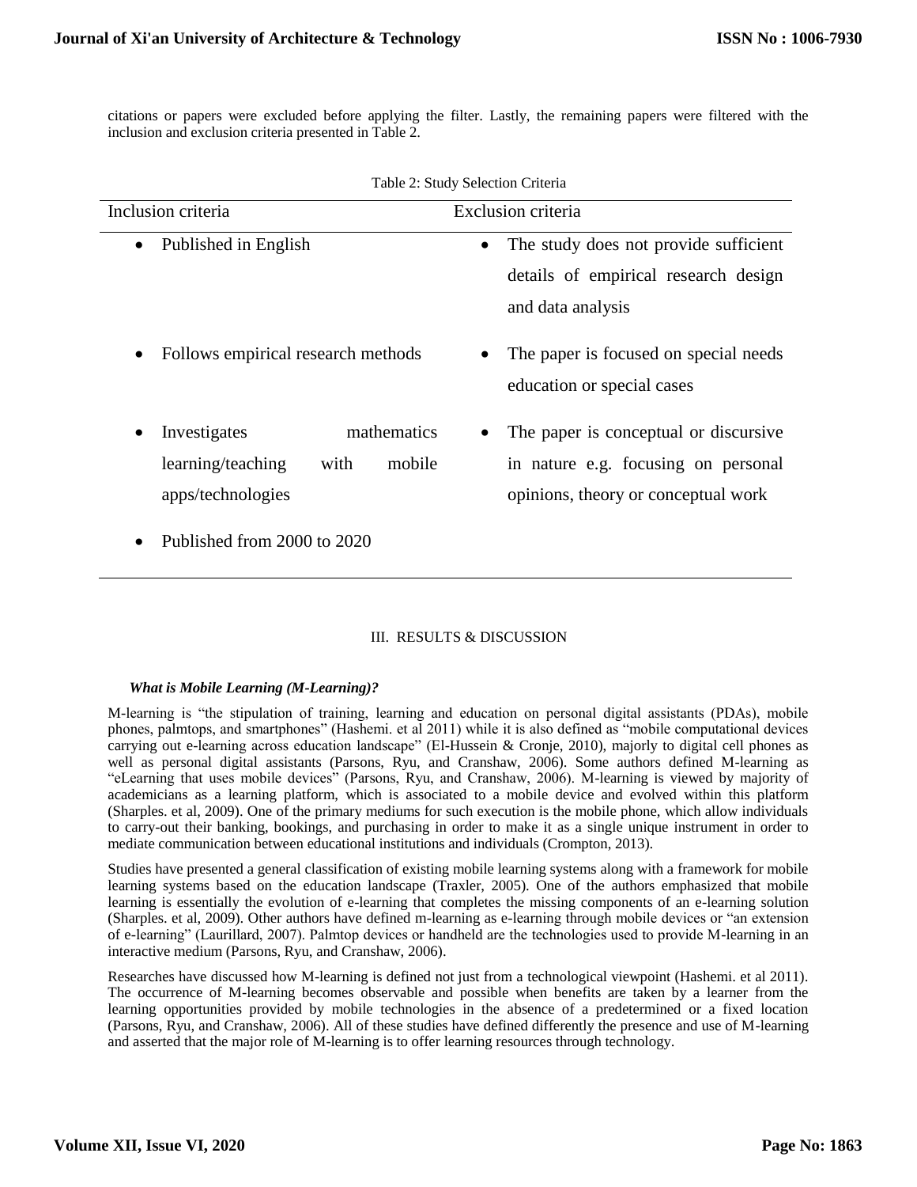citations or papers were excluded before applying the filter. Lastly, the remaining papers were filtered with the inclusion and exclusion criteria presented in Table 2.

Table 2: Study Selection Criteria

| Inclusion criteria | Exclusion criteria |
|---|---|
| • Published in English | • The study does not provide sufficient details of empirical research design and data analysis |
| • Follows empirical research methods | • The paper is focused on special needs education or special cases |
| • Investigates mathematics learning/teaching with mobile apps/technologies | • The paper is conceptual or discursive in nature e.g. focusing on personal opinions, theory or conceptual work |
| • Published from 2000 to 2020 | |

## III. RESULTS & DISCUSSION

### *What is Mobile Learning (M-Learning)?*

M-learning is "the stipulation of training, learning and education on personal digital assistants (PDAs), mobile phones, palmtops, and smartphones" (Hashemi. et al 2011) while it is also defined as "mobile computational devices carrying out e-learning across education landscape" (El-Hussein & Cronje, 2010), majorly to digital cell phones as well as personal digital assistants (Parsons, Ryu, and Cranshaw, 2006). Some authors defined M-learning as "eLearning that uses mobile devices" (Parsons, Ryu, and Cranshaw, 2006). M-learning is viewed by majority of academicians as a learning platform, which is associated to a mobile device and evolved within this platform (Sharples. et al, 2009). One of the primary mediums for such execution is the mobile phone, which allow individuals to carry-out their banking, bookings, and purchasing in order to make it as a single unique instrument in order to mediate communication between educational institutions and individuals (Crompton, 2013).

Studies have presented a general classification of existing mobile learning systems along with a framework for mobile learning systems based on the education landscape (Traxler, 2005). One of the authors emphasized that mobile learning is essentially the evolution of e-learning that completes the missing components of an e-learning solution (Sharples. et al, 2009). Other authors have defined m-learning as e-learning through mobile devices or "an extension of e-learning" (Laurillard, 2007). Palmtop devices or handheld are the technologies used to provide M-learning in an interactive medium (Parsons, Ryu, and Cranshaw, 2006).

Researches have discussed how M-learning is defined not just from a technological viewpoint (Hashemi. et al 2011). The occurrence of M-learning becomes observable and possible when benefits are taken by a learner from the learning opportunities provided by mobile technologies in the absence of a predetermined or a fixed location (Parsons, Ryu, and Cranshaw, 2006). All of these studies have defined differently the presence and use of M-learning and asserted that the major role of M-learning is to offer learning resources through technology.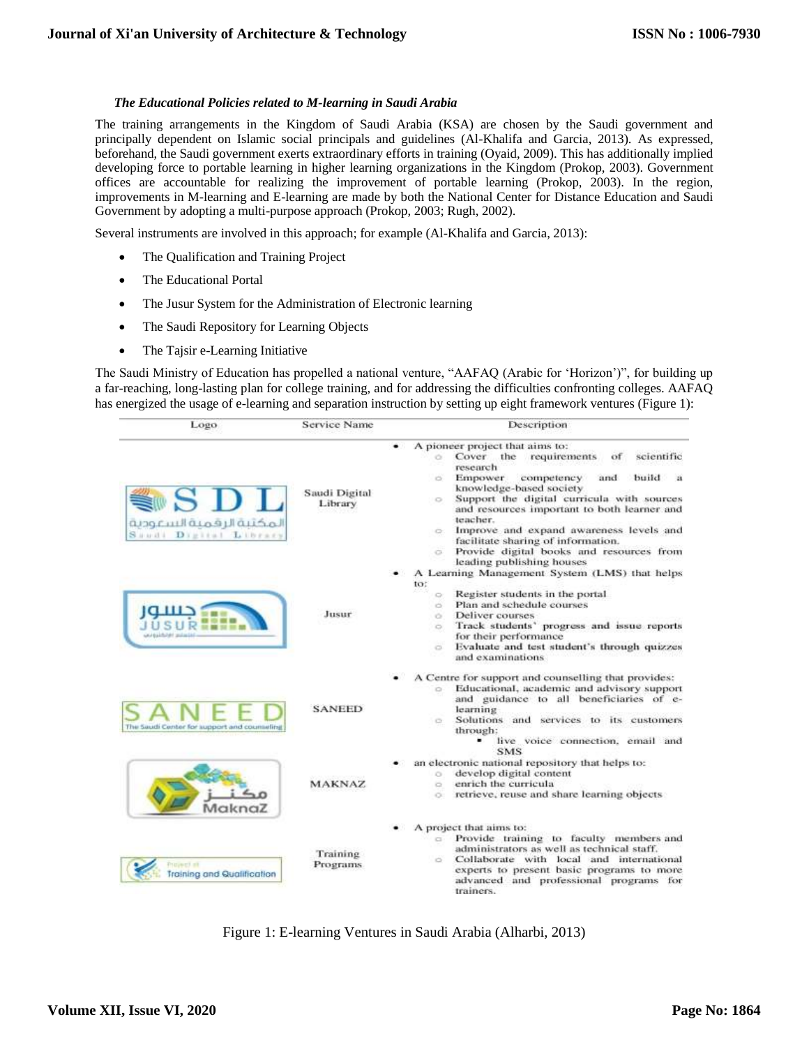***The Educational Policies related to M-learning in Saudi Arabia***

The training arrangements in the Kingdom of Saudi Arabia (KSA) are chosen by the Saudi government and principally dependent on Islamic social principals and guidelines (Al-Khalifa and Garcia, 2013). As expressed, beforehand, the Saudi government exerts extraordinary efforts in training (Oyaid, 2009). This has additionally implied developing force to portable learning in higher learning organizations in the Kingdom (Prokop, 2003). Government offices are accountable for realizing the improvement of portable learning (Prokop, 2003). In the region, improvements in M-learning and E-learning are made by both the National Center for Distance Education and Saudi Government by adopting a multi-purpose approach (Prokop, 2003; Rugh, 2002).

Several instruments are involved in this approach; for example (Al-Khalifa and Garcia, 2013):

- The Qualification and Training Project
- The Educational Portal
- The Jusur System for the Administration of Electronic learning
- The Saudi Repository for Learning Objects
- The Tajsir e-Learning Initiative

The Saudi Ministry of Education has propelled a national venture, "AAFAQ (Arabic for 'Horizon')", for building up a far-reaching, long-lasting plan for college training, and for addressing the difficulties confronting colleges. AAFAQ has energized the usage of e-learning and separation instruction by setting up eight framework ventures (Figure 1):

| Logo | Service Name | Description |
|---|---|---|
| SDL المكتبة الرقمية السعودية Saudi Digital Library | Saudi Digital Library | • A pioneer project that aims to: ○ Cover the requirements of scientific research ○ Empower competency and build a knowledge-based society ○ Support the digital curricula with sources and resources important to both learner and teacher. ○ Improve and expand awareness levels and facilitate sharing of information. ○ Provide digital books and resources from leading publishing houses |
| جسور JUSUR | Jusur | • A Learning Management System (LMS) that helps to: ○ Register students in the portal ○ Plan and schedule courses ○ Deliver courses ○ Track students' progress and issue reports for their performance ○ Evaluate and test student's through quizzes and examinations |
| SANEED The Saudi Center for support and counseling | SANEED | • A Centre for support and counselling that provides: ○ Educational, academic and advisory support and guidance to all beneficiaries of e-learning ○ Solutions and services to its customers through: ▪ live voice connection, email and SMS |
| مكنز MaknaZ | MAKNAZ | • an electronic national repository that helps to: ○ develop digital content ○ enrich the curricula ○ retrieve, reuse and share learning objects |
| Project of Training and Qualification | Training Programs | • A project that aims to: ○ Provide training to faculty members and administrators as well as technical staff. ○ Collaborate with local and international experts to present basic programs to more advanced and professional programs for trainers. |

Figure 1: E-learning Ventures in Saudi Arabia (Alharbi, 2013)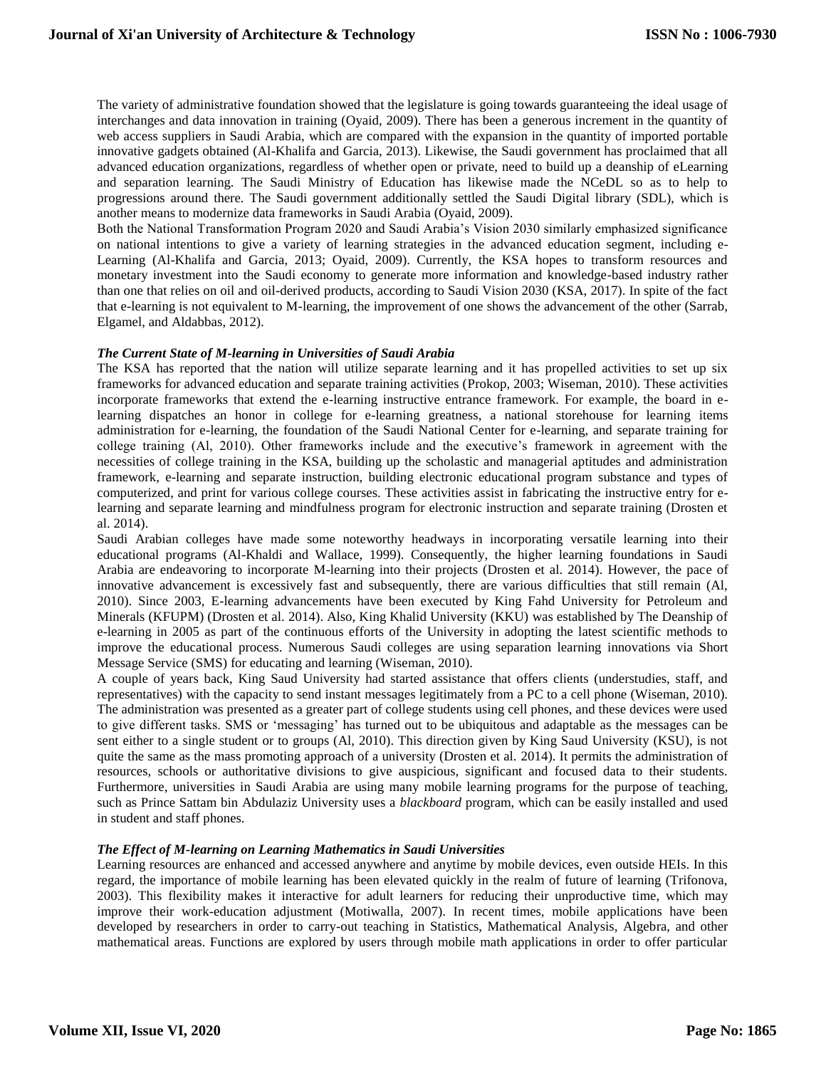The variety of administrative foundation showed that the legislature is going towards guaranteeing the ideal usage of interchanges and data innovation in training (Oyaid, 2009). There has been a generous increment in the quantity of web access suppliers in Saudi Arabia, which are compared with the expansion in the quantity of imported portable innovative gadgets obtained (Al-Khalifa and Garcia, 2013). Likewise, the Saudi government has proclaimed that all advanced education organizations, regardless of whether open or private, need to build up a deanship of eLearning and separation learning. The Saudi Ministry of Education has likewise made the NCeDL so as to help to progressions around there. The Saudi government additionally settled the Saudi Digital library (SDL), which is another means to modernize data frameworks in Saudi Arabia (Oyaid, 2009).

Both the National Transformation Program 2020 and Saudi Arabia's Vision 2030 similarly emphasized significance on national intentions to give a variety of learning strategies in the advanced education segment, including e-Learning (Al-Khalifa and Garcia, 2013; Oyaid, 2009). Currently, the KSA hopes to transform resources and monetary investment into the Saudi economy to generate more information and knowledge-based industry rather than one that relies on oil and oil-derived products, according to Saudi Vision 2030 (KSA, 2017). In spite of the fact that e-learning is not equivalent to M-learning, the improvement of one shows the advancement of the other (Sarrab, Elgamel, and Aldabbas, 2012).

### *The Current State of M-learning in Universities of Saudi Arabia*

The KSA has reported that the nation will utilize separate learning and it has propelled activities to set up six frameworks for advanced education and separate training activities (Prokop, 2003; Wiseman, 2010). These activities incorporate frameworks that extend the e-learning instructive entrance framework. For example, the board in e-learning dispatches an honor in college for e-learning greatness, a national storehouse for learning items administration for e-learning, the foundation of the Saudi National Center for e-learning, and separate training for college training (Al, 2010). Other frameworks include and the executive's framework in agreement with the necessities of college training in the KSA, building up the scholastic and managerial aptitudes and administration framework, e-learning and separate instruction, building electronic educational program substance and types of computerized, and print for various college courses. These activities assist in fabricating the instructive entry for e-learning and separate learning and mindfulness program for electronic instruction and separate training (Drosten et al. 2014).

Saudi Arabian colleges have made some noteworthy headways in incorporating versatile learning into their educational programs (Al-Khaldi and Wallace, 1999). Consequently, the higher learning foundations in Saudi Arabia are endeavoring to incorporate M-learning into their projects (Drosten et al. 2014). However, the pace of innovative advancement is excessively fast and subsequently, there are various difficulties that still remain (Al, 2010). Since 2003, E-learning advancements have been executed by King Fahd University for Petroleum and Minerals (KFUPM) (Drosten et al. 2014). Also, King Khalid University (KKU) was established by The Deanship of e-learning in 2005 as part of the continuous efforts of the University in adopting the latest scientific methods to improve the educational process. Numerous Saudi colleges are using separation learning innovations via Short Message Service (SMS) for educating and learning (Wiseman, 2010).

A couple of years back, King Saud University had started assistance that offers clients (understudies, staff, and representatives) with the capacity to send instant messages legitimately from a PC to a cell phone (Wiseman, 2010). The administration was presented as a greater part of college students using cell phones, and these devices were used to give different tasks. SMS or 'messaging' has turned out to be ubiquitous and adaptable as the messages can be sent either to a single student or to groups (Al, 2010). This direction given by King Saud University (KSU), is not quite the same as the mass promoting approach of a university (Drosten et al. 2014). It permits the administration of resources, schools or authoritative divisions to give auspicious, significant and focused data to their students. Furthermore, universities in Saudi Arabia are using many mobile learning programs for the purpose of teaching, such as Prince Sattam bin Abdulaziz University uses a *blackboard* program, which can be easily installed and used in student and staff phones.

### *The Effect of M-learning on Learning Mathematics in Saudi Universities*

Learning resources are enhanced and accessed anywhere and anytime by mobile devices, even outside HEIs. In this regard, the importance of mobile learning has been elevated quickly in the realm of future of learning (Trifonova, 2003). This flexibility makes it interactive for adult learners for reducing their unproductive time, which may improve their work-education adjustment (Motiwalla, 2007). In recent times, mobile applications have been developed by researchers in order to carry-out teaching in Statistics, Mathematical Analysis, Algebra, and other mathematical areas. Functions are explored by users through mobile math applications in order to offer particular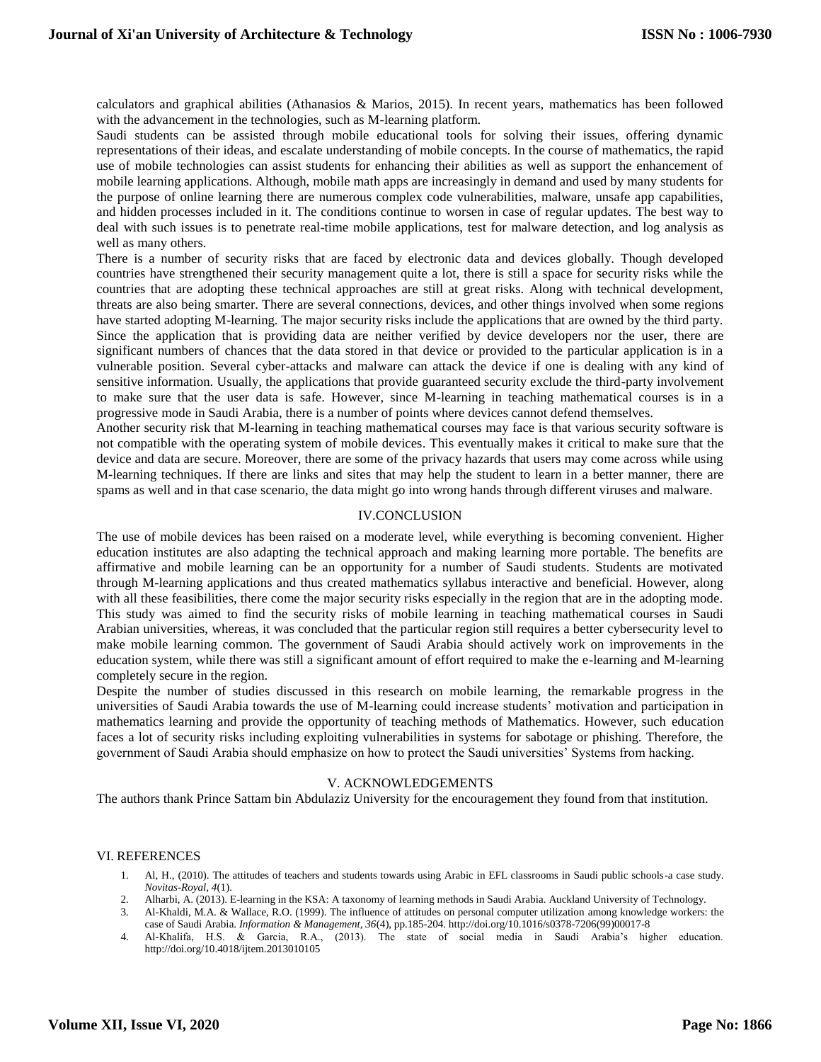calculators and graphical abilities (Athanasios & Marios, 2015). In recent years, mathematics has been followed with the advancement in the technologies, such as M-learning platform.

Saudi students can be assisted through mobile educational tools for solving their issues, offering dynamic representations of their ideas, and escalate understanding of mobile concepts. In the course of mathematics, the rapid use of mobile technologies can assist students for enhancing their abilities as well as support the enhancement of mobile learning applications. Although, mobile math apps are increasingly in demand and used by many students for the purpose of online learning there are numerous complex code vulnerabilities, malware, unsafe app capabilities, and hidden processes included in it. The conditions continue to worsen in case of regular updates. The best way to deal with such issues is to penetrate real-time mobile applications, test for malware detection, and log analysis as well as many others.

There is a number of security risks that are faced by electronic data and devices globally. Though developed countries have strengthened their security management quite a lot, there is still a space for security risks while the countries that are adopting these technical approaches are still at great risks. Along with technical development, threats are also being smarter. There are several connections, devices, and other things involved when some regions have started adopting M-learning. The major security risks include the applications that are owned by the third party. Since the application that is providing data are neither verified by device developers nor the user, there are significant numbers of chances that the data stored in that device or provided to the particular application is in a vulnerable position. Several cyber-attacks and malware can attack the device if one is dealing with any kind of sensitive information. Usually, the applications that provide guaranteed security exclude the third-party involvement to make sure that the user data is safe. However, since M-learning in teaching mathematical courses is in a progressive mode in Saudi Arabia, there is a number of points where devices cannot defend themselves.

Another security risk that M-learning in teaching mathematical courses may face is that various security software is not compatible with the operating system of mobile devices. This eventually makes it critical to make sure that the device and data are secure. Moreover, there are some of the privacy hazards that users may come across while using M-learning techniques. If there are links and sites that may help the student to learn in a better manner, there are spams as well and in that case scenario, the data might go into wrong hands through different viruses and malware.

## IV.CONCLUSION

The use of mobile devices has been raised on a moderate level, while everything is becoming convenient. Higher education institutes are also adapting the technical approach and making learning more portable. The benefits are affirmative and mobile learning can be an opportunity for a number of Saudi students. Students are motivated through M-learning applications and thus created mathematics syllabus interactive and beneficial. However, along with all these feasibilities, there come the major security risks especially in the region that are in the adopting mode. This study was aimed to find the security risks of mobile learning in teaching mathematical courses in Saudi Arabian universities, whereas, it was concluded that the particular region still requires a better cybersecurity level to make mobile learning common. The government of Saudi Arabia should actively work on improvements in the education system, while there was still a significant amount of effort required to make the e-learning and M-learning completely secure in the region.

Despite the number of studies discussed in this research on mobile learning, the remarkable progress in the universities of Saudi Arabia towards the use of M-learning could increase students' motivation and participation in mathematics learning and provide the opportunity of teaching methods of Mathematics. However, such education faces a lot of security risks including exploiting vulnerabilities in systems for sabotage or phishing. Therefore, the government of Saudi Arabia should emphasize on how to protect the Saudi universities' Systems from hacking.

## V. ACKNOWLEDGEMENTS

The authors thank Prince Sattam bin Abdulaziz University for the encouragement they found from that institution.

## VI. REFERENCES

1. Al, H., (2010). The attitudes of teachers and students towards using Arabic in EFL classrooms in Saudi public schools-a case study. *Novitas-Royal*, *4*(1).
2. Alharbi, A. (2013). E-learning in the KSA: A taxonomy of learning methods in Saudi Arabia. Auckland University of Technology.
3. Al-Khaldi, M.A. & Wallace, R.O. (1999). The influence of attitudes on personal computer utilization among knowledge workers: the case of Saudi Arabia. *Information & Management, 36*(4), pp.185-204. http://doi.org/10.1016/s0378-7206(99)00017-8
4. Al-Khalifa, H.S. & Garcia, R.A., (2013). The state of social media in Saudi Arabia's higher education. http://doi.org/10.4018/ijtem.2013010105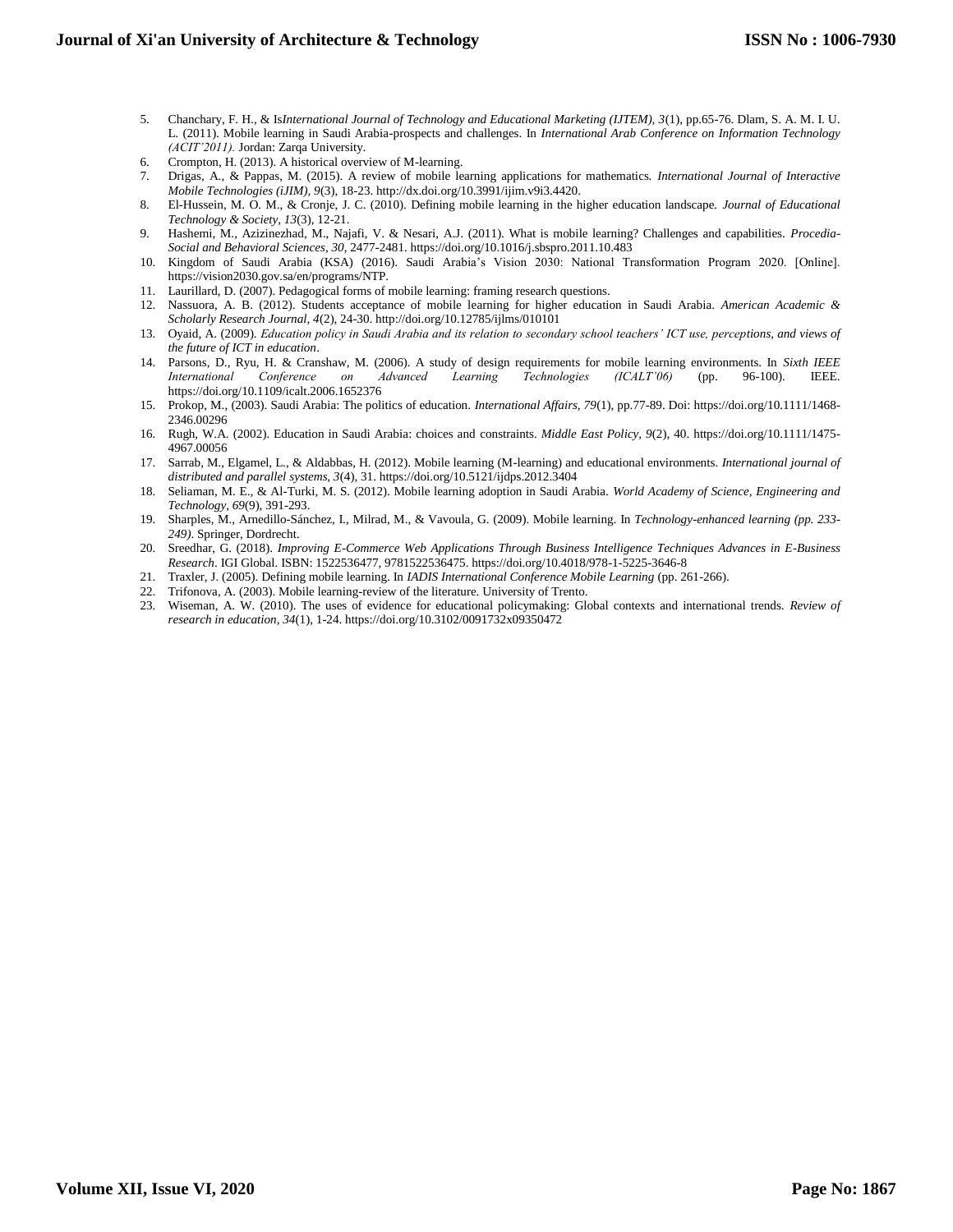5. Chanchary, F. H., & Is*International Journal of Technology and Educational Marketing (IJTEM), 3*(1), pp.65-76. Dlam, S. A. M. I. U. L. (2011). Mobile learning in Saudi Arabia-prospects and challenges. In *International Arab Conference on Information Technology (ACIT'2011).* Jordan: Zarqa University.
6. Crompton, H. (2013). A historical overview of M-learning.
7. Drigas, A., & Pappas, M. (2015). A review of mobile learning applications for mathematics. *International Journal of Interactive Mobile Technologies (iJIM), 9*(3), 18-23. http://dx.doi.org/10.3991/ijim.v9i3.4420.
8. El-Hussein, M. O. M., & Cronje, J. C. (2010). Defining mobile learning in the higher education landscape. *Journal of Educational Technology & Society, 13*(3), 12-21.
9. Hashemi, M., Azizinezhad, M., Najafi, V. & Nesari, A.J. (2011). What is mobile learning? Challenges and capabilities. *Procedia-Social and Behavioral Sciences, 30*, 2477-2481. https://doi.org/10.1016/j.sbspro.2011.10.483
10. Kingdom of Saudi Arabia (KSA) (2016). Saudi Arabia's Vision 2030: National Transformation Program 2020. [Online]. https://vision2030.gov.sa/en/programs/NTP.
11. Laurillard, D. (2007). Pedagogical forms of mobile learning: framing research questions.
12. Nassuora, A. B. (2012). Students acceptance of mobile learning for higher education in Saudi Arabia. *American Academic & Scholarly Research Journal, 4*(2), 24-30. http://doi.org/10.12785/ijlms/010101
13. Oyaid, A. (2009). *Education policy in Saudi Arabia and its relation to secondary school teachers' ICT use, perceptions, and views of the future of ICT in education*.
14. Parsons, D., Ryu, H. & Cranshaw, M. (2006). A study of design requirements for mobile learning environments. In *Sixth IEEE International Conference on Advanced Learning Technologies (ICALT'06)* (pp. 96-100). IEEE. https://doi.org/10.1109/icalt.2006.1652376
15. Prokop, M., (2003). Saudi Arabia: The politics of education. *International Affairs, 79*(1), pp.77-89. Doi: https://doi.org/10.1111/1468-2346.00296
16. Rugh, W.A. (2002). Education in Saudi Arabia: choices and constraints. *Middle East Policy, 9*(2), 40. https://doi.org/10.1111/1475-4967.00056
17. Sarrab, M., Elgamel, L., & Aldabbas, H. (2012). Mobile learning (M-learning) and educational environments. *International journal of distributed and parallel systems, 3*(4), 31. https://doi.org/10.5121/ijdps.2012.3404
18. Seliaman, M. E., & Al-Turki, M. S. (2012). Mobile learning adoption in Saudi Arabia. *World Academy of Science, Engineering and Technology, 69*(9), 391-293.
19. Sharples, M., Arnedillo-Sánchez, I., Milrad, M., & Vavoula, G. (2009). Mobile learning. In *Technology-enhanced learning (pp. 233-249)*. Springer, Dordrecht.
20. Sreedhar, G. (2018). *Improving E-Commerce Web Applications Through Business Intelligence Techniques Advances in E-Business Research*. IGI Global. ISBN: 1522536477, 9781522536475. https://doi.org/10.4018/978-1-5225-3646-8
21. Traxler, J. (2005). Defining mobile learning. In *IADIS International Conference Mobile Learning* (pp. 261-266).
22. Trifonova, A. (2003). Mobile learning-review of the literature. University of Trento.
23. Wiseman, A. W. (2010). The uses of evidence for educational policymaking: Global contexts and international trends. *Review of research in education, 34*(1), 1-24. https://doi.org/10.3102/0091732x09350472